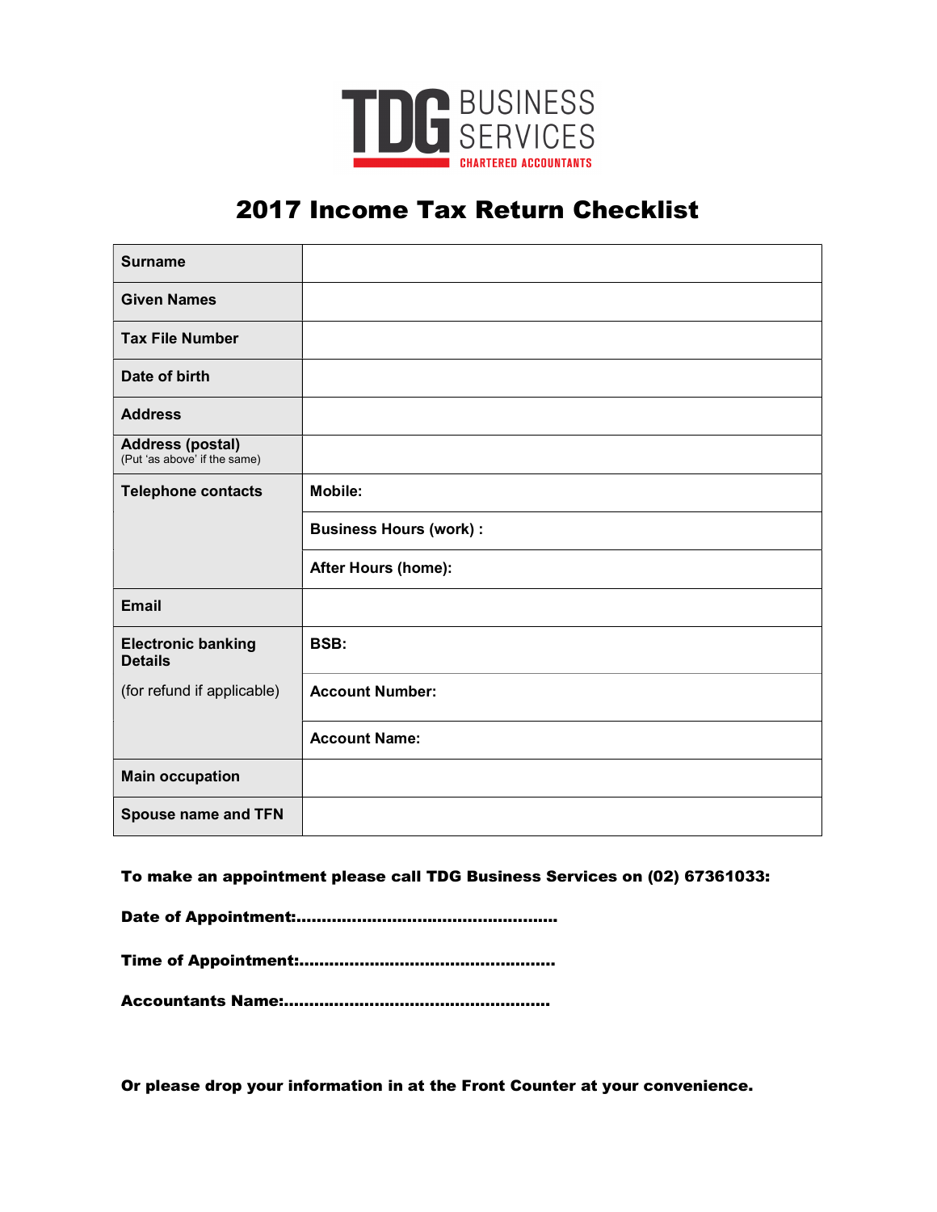TDG BUSINESS SERVICES
CHARTERED ACCOUNTANTS

# 2017 Income Tax Return Checklist

| | |
|---|---|
| **Surname** | |
| **Given Names** | |
| **Tax File Number** | |
| **Date of birth** | |
| **Address** | |
| **Address (postal)** (Put 'as above' if the same) | |
| **Telephone contacts** | **Mobile:** |
| | **Business Hours (work) :** |
| | **After Hours (home):** |
| **Email** | |
| **Electronic banking Details** (for refund if applicable) | **BSB:** |
| | **Account Number:** |
| | **Account Name:** |
| **Main occupation** | |
| **Spouse name and TFN** | |

**To make an appointment please call TDG Business Services on (02) 67361033:**

**Date of Appointment:....................................................**

**Time of Appointment:...................................................**

**Accountants Name:.....................................................**

**Or please drop your information in at the Front Counter at your convenience.**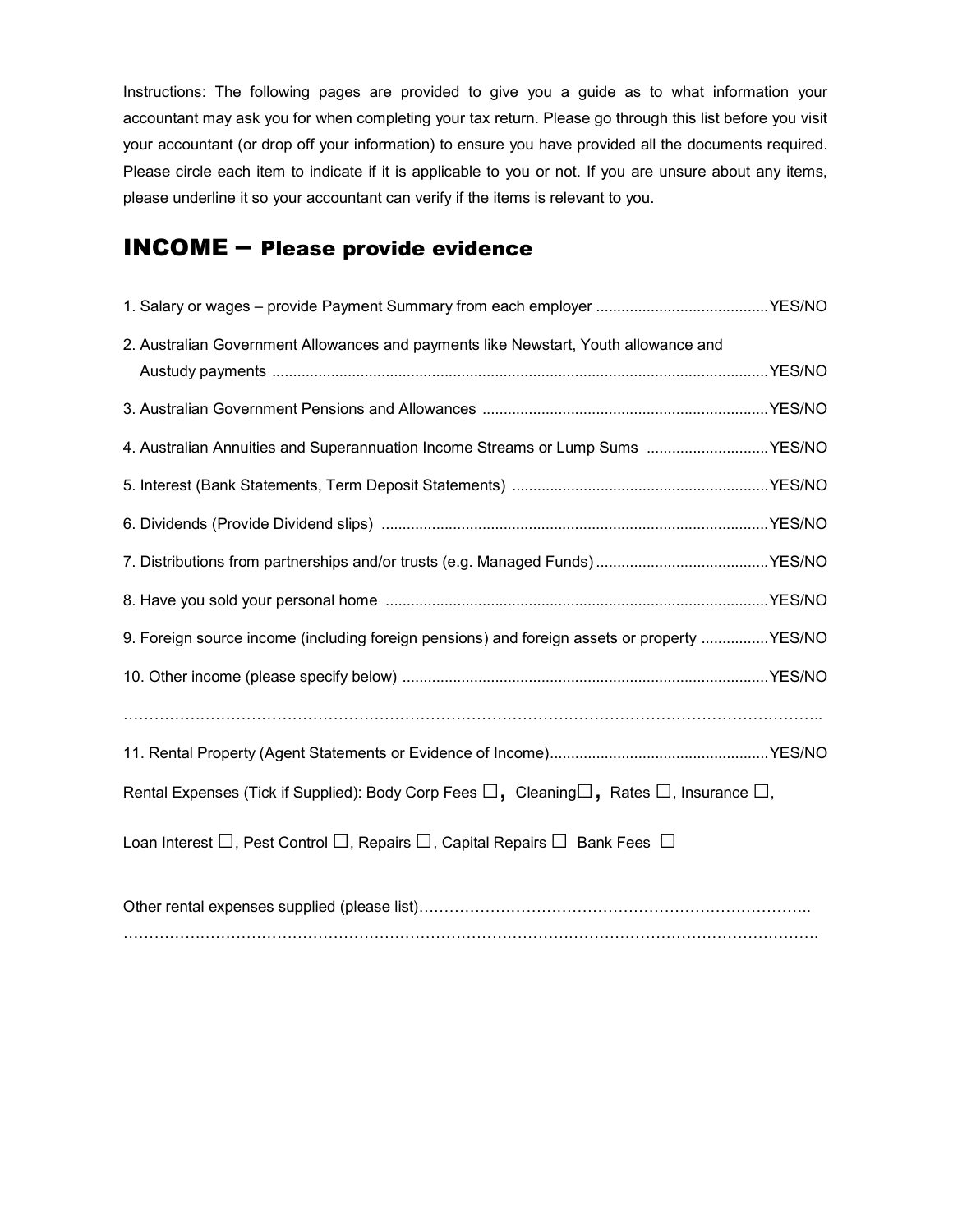Instructions: The following pages are provided to give you a guide as to what information your accountant may ask you for when completing your tax return. Please go through this list before you visit your accountant (or drop off your information) to ensure you have provided all the documents required. Please circle each item to indicate if it is applicable to you or not. If you are unsure about any items, please underline it so your accountant can verify if the items is relevant to you.

## INCOME – Please provide evidence

1. Salary or wages – provide Payment Summary from each employer ........................................YES/NO

2. Australian Government Allowances and payments like Newstart, Youth allowance and Austudy payments ....................................................................................................................YES/NO

3. Australian Government Pensions and Allowances ...................................................................YES/NO

4. Australian Annuities and Superannuation Income Streams or Lump Sums ............................YES/NO

5. Interest (Bank Statements, Term Deposit Statements) ............................................................YES/NO

6. Dividends (Provide Dividend slips) ...........................................................................................YES/NO

7. Distributions from partnerships and/or trusts (e.g. Managed Funds) ........................................YES/NO

8. Have you sold your personal home ..........................................................................................YES/NO

9. Foreign source income (including foreign pensions) and foreign assets or property ................YES/NO

10. Other income (please specify below) ......................................................................................YES/NO

………………………………………………………………………………………………………………..

11. Rental Property (Agent Statements or Evidence of Income)....................................................YES/NO

Rental Expenses (Tick if Supplied): Body Corp Fees ☐, Cleaning☐, Rates ☐, Insurance ☐,

Loan Interest ☐, Pest Control ☐, Repairs ☐, Capital Repairs ☐ Bank Fees ☐

Other rental expenses supplied (please list)…………………………………………………………………..
………………………………………………………………………………………………………………….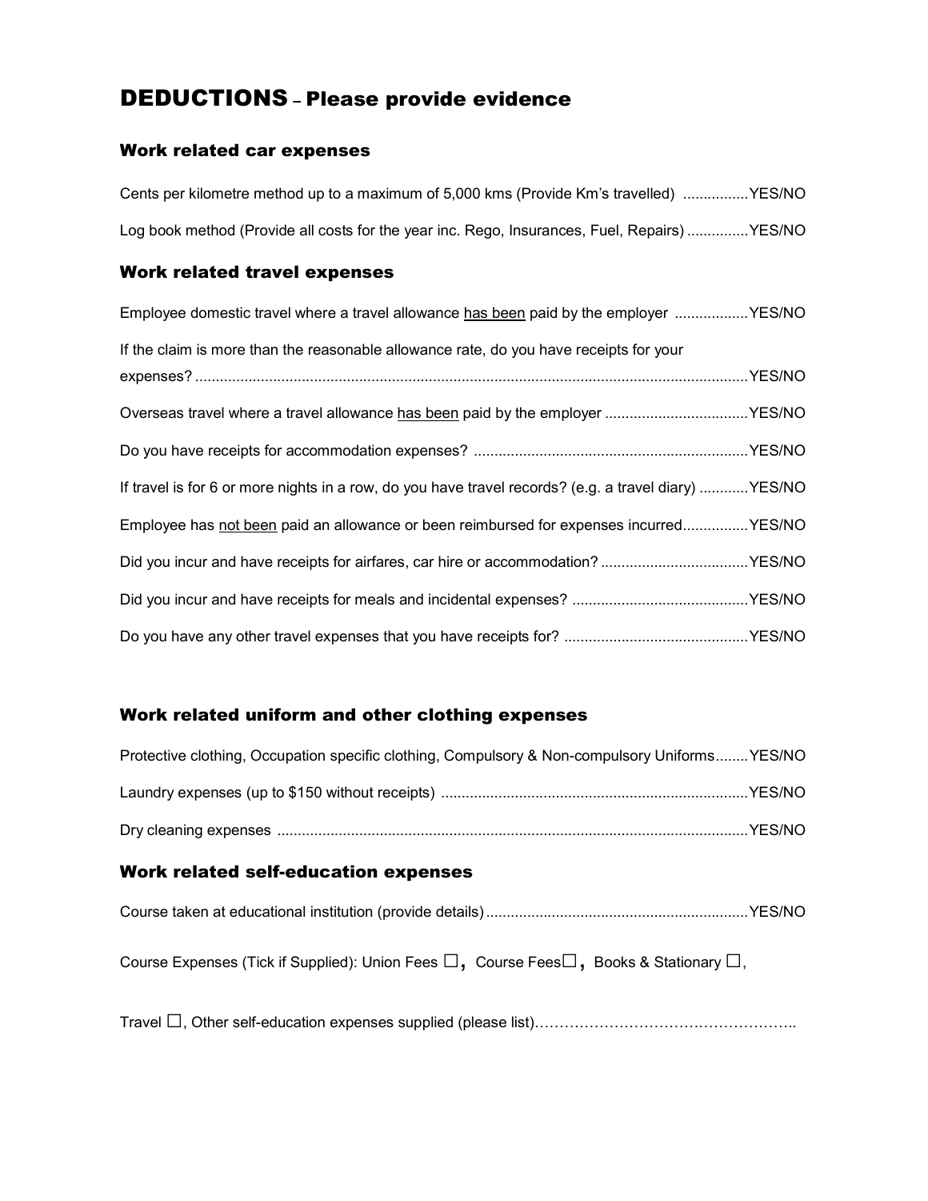# DEDUCTIONS – Please provide evidence

## Work related car expenses

Cents per kilometre method up to a maximum of 5,000 kms (Provide Km's travelled) ................YES/NO

Log book method (Provide all costs for the year inc. Rego, Insurances, Fuel, Repairs) ...............YES/NO

## Work related travel expenses

Employee domestic travel where a travel allowance <u>has been</u> paid by the employer ..................YES/NO

If the claim is more than the reasonable allowance rate, do you have receipts for your expenses? .......................................................................................................................................YES/NO

Overseas travel where a travel allowance <u>has been</u> paid by the employer ...................................YES/NO

Do you have receipts for accommodation expenses? ...................................................................YES/NO

If travel is for 6 or more nights in a row, do you have travel records? (e.g. a travel diary) ............YES/NO

Employee has <u>not been</u> paid an allowance or been reimbursed for expenses incurred................YES/NO

Did you incur and have receipts for airfares, car hire or accommodation? ....................................YES/NO

Did you incur and have receipts for meals and incidental expenses? ...........................................YES/NO

Do you have any other travel expenses that you have receipts for? .............................................YES/NO

## Work related uniform and other clothing expenses

Protective clothing, Occupation specific clothing, Compulsory & Non-compulsory Uniforms........YES/NO

Laundry expenses (up to $150 without receipts) ...........................................................................YES/NO

Dry cleaning expenses ..................................................................................................................YES/NO

## Work related self-education expenses

Course taken at educational institution (provide details) ................................................................YES/NO

Course Expenses (Tick if Supplied): Union Fees ☐, Course Fees☐, Books & Stationary ☐,

Travel ☐, Other self-education expenses supplied (please list)……………………………………………..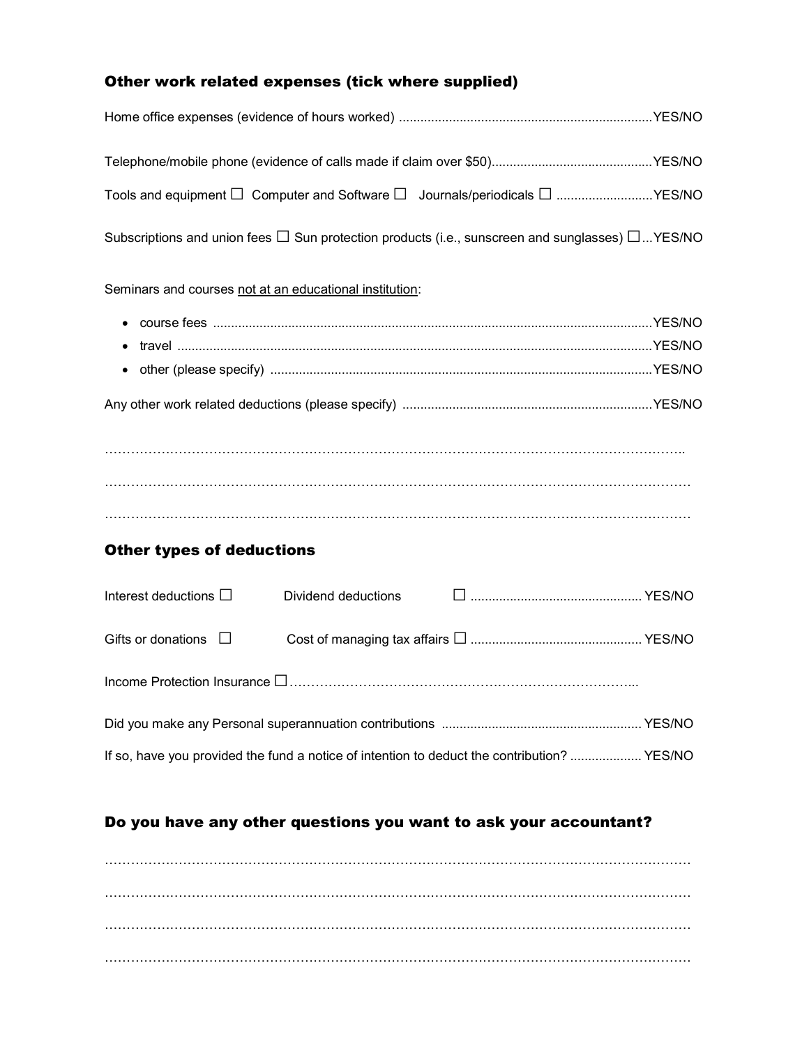### Other work related expenses (tick where supplied)

Home office expenses (evidence of hours worked) ........................................................................YES/NO

Telephone/mobile phone (evidence of calls made if claim over $50).............................................YES/NO

Tools and equipment ☐ Computer and Software ☐ Journals/periodicals ☐ ...........................YES/NO

Subscriptions and union fees ☐ Sun protection products (i.e., sunscreen and sunglasses) ☐...YES/NO

Seminars and courses <u>not at an educational institution</u>:

- course fees ..........................................................................................................................YES/NO
- travel ....................................................................................................................................YES/NO
- other (please specify) ..........................................................................................................YES/NO

Any other work related deductions (please specify) ......................................................................YES/NO

…………………………………………………………………………………………………………………..

……………………………………………………………………………………………………………………

……………………………………………………………………………………………………………………

### Other types of deductions

Interest deductions ☐ Dividend deductions ☐ ................................................ YES/NO

Gifts or donations ☐ Cost of managing tax affairs ☐ ................................................ YES/NO

Income Protection Insurance ☐…………………………………………………………………………...

Did you make any Personal superannuation contributions ........................................................ YES/NO

If so, have you provided the fund a notice of intention to deduct the contribution? .................... YES/NO

### Do you have any other questions you want to ask your accountant?

……………………………………………………………………………………………………………………

……………………………………………………………………………………………………………………

……………………………………………………………………………………………………………………

……………………………………………………………………………………………………………………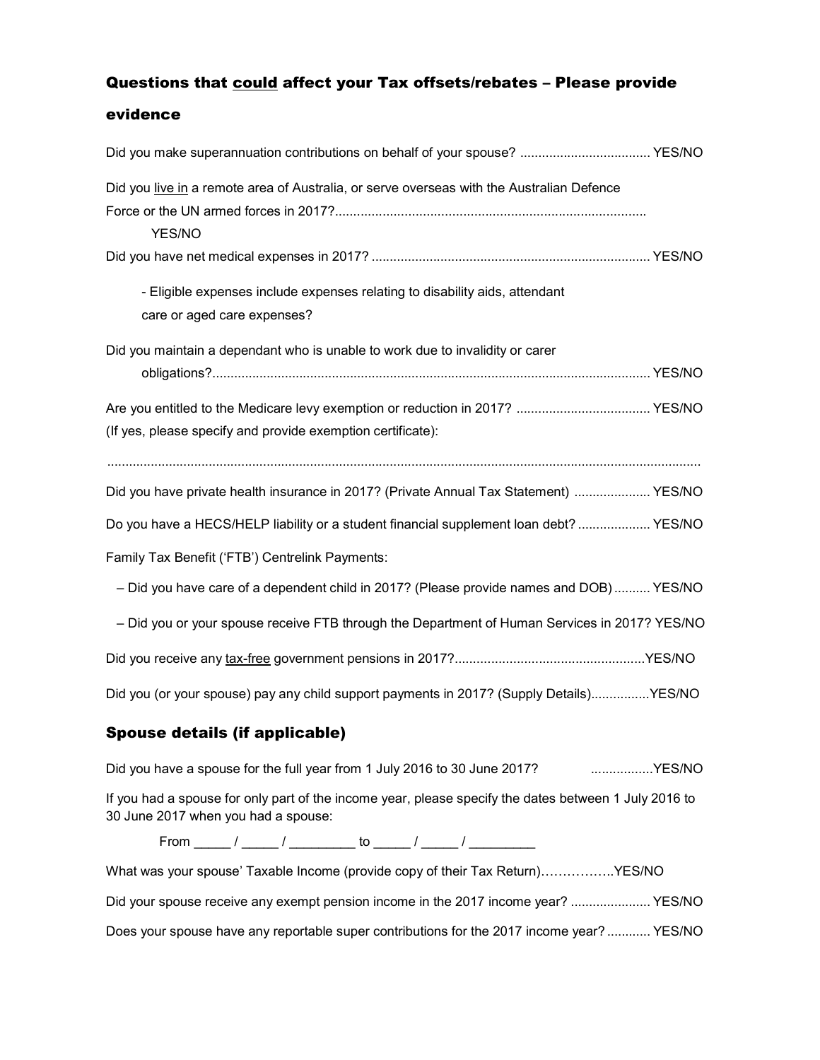## Questions that <u>could</u> affect your Tax offsets/rebates – Please provide evidence

Did you make superannuation contributions on behalf of your spouse? .................................... YES/NO

Did you <u>live in</u> a remote area of Australia, or serve overseas with the Australian Defence Force or the UN armed forces in 2017?..................................................................................... YES/NO

Did you have net medical expenses in 2017? ............................................................................ YES/NO

- Eligible expenses include expenses relating to disability aids, attendant care or aged care expenses?

Did you maintain a dependant who is unable to work due to invalidity or carer obligations?........................................................................................................................ YES/NO

Are you entitled to the Medicare levy exemption or reduction in 2017? ..................................... YES/NO
(If yes, please specify and provide exemption certificate):

.................................................................................................................................................................

Did you have private health insurance in 2017? (Private Annual Tax Statement) ..................... YES/NO

Do you have a HECS/HELP liability or a student financial supplement loan debt? .................... YES/NO

Family Tax Benefit ('FTB') Centrelink Payments:

– Did you have care of a dependent child in 2017? (Please provide names and DOB) .......... YES/NO

– Did you or your spouse receive FTB through the Department of Human Services in 2017? YES/NO

Did you receive any <u>tax-free</u> government pensions in 2017?....................................................YES/NO

Did you (or your spouse) pay any child support payments in 2017? (Supply Details)................YES/NO

## Spouse details (if applicable)

Did you have a spouse for the full year from 1 July 2016 to 30 June 2017? .................YES/NO

If you had a spouse for only part of the income year, please specify the dates between 1 July 2016 to 30 June 2017 when you had a spouse:

From _____ / _____ / _________ to _____ / _____ / _________

What was your spouse' Taxable Income (provide copy of their Tax Return)……………..YES/NO

Did your spouse receive any exempt pension income in the 2017 income year? ...................... YES/NO

Does your spouse have any reportable super contributions for the 2017 income year? ............ YES/NO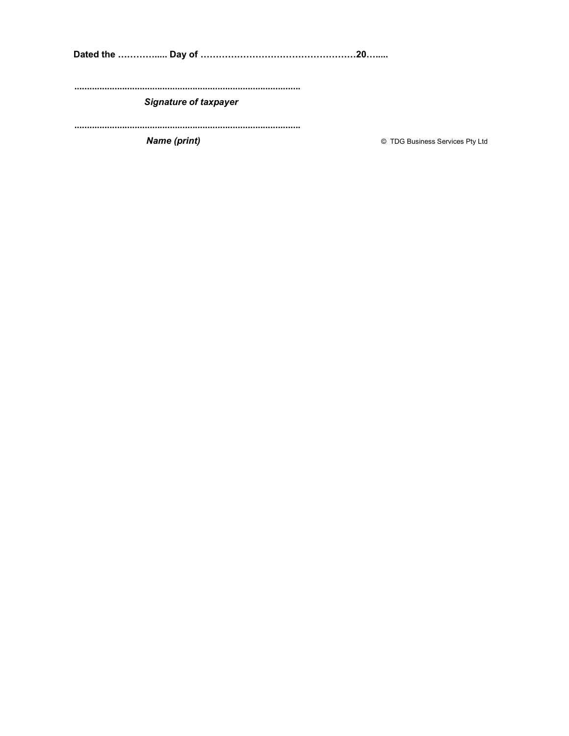**Dated the …………..... Day of ……………………………………………20…......**

**.........................................................................................**

***Signature of taxpayer***

**.........................................................................................**

***Name (print)***

© TDG Business Services Pty Ltd